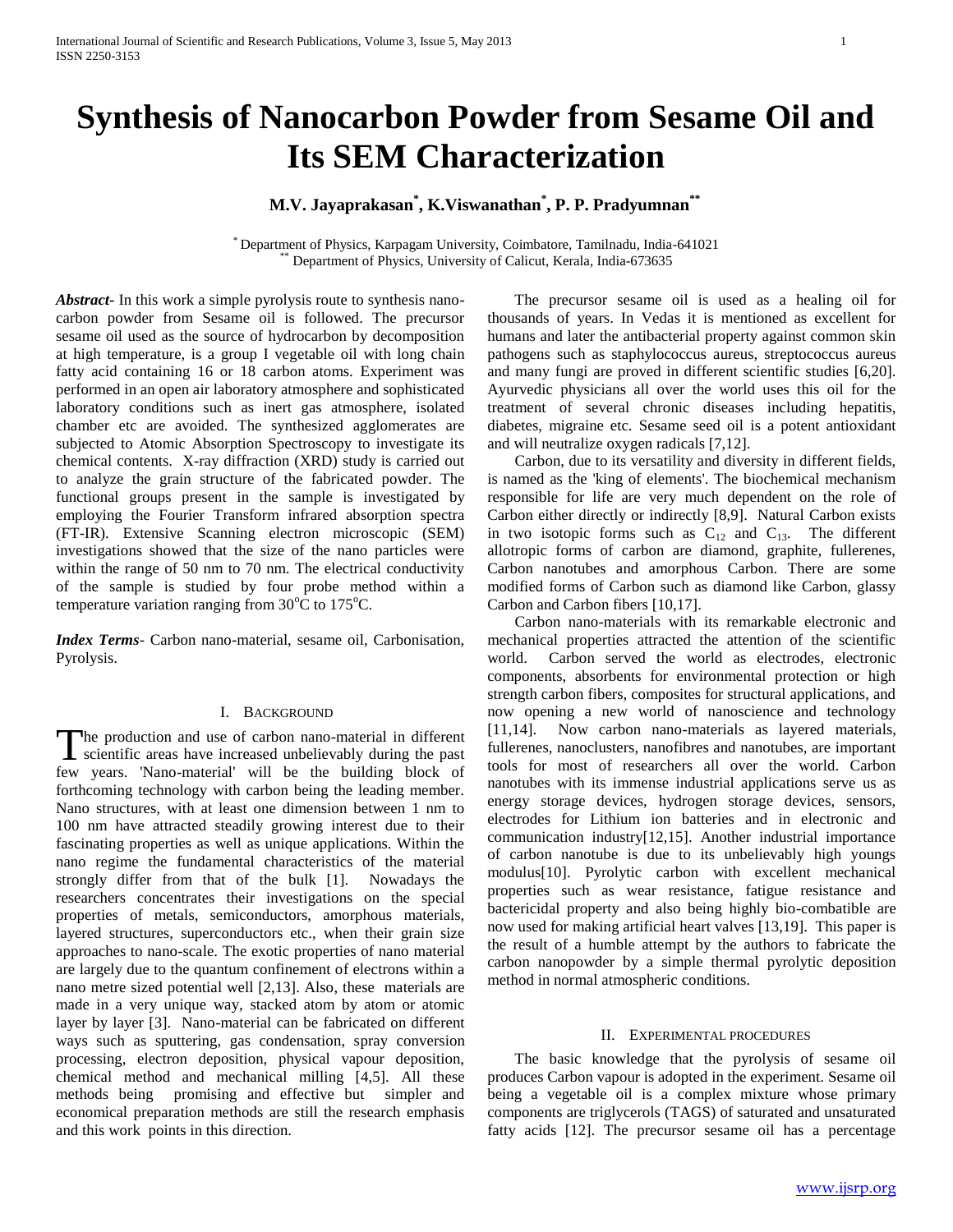# Synthesis of Nanocarbon Powder from Sesame Oil and Its SEM Characterization

**M.V. Jayaprakasan[*], K.Viswanathan[*], P. P. Pradyumnan[**]**

[*] Department of Physics, Karpagam University, Coimbatore, Tamilnadu, India-641021
[**] Department of Physics, University of Calicut, Kerala, India-673635

***Abstract*-** In this work a simple pyrolysis route to synthesis nano-carbon powder from Sesame oil is followed. The precursor sesame oil used as the source of hydrocarbon by decomposition at high temperature, is a group I vegetable oil with long chain fatty acid containing 16 or 18 carbon atoms. Experiment was performed in an open air laboratory atmosphere and sophisticated laboratory conditions such as inert gas atmosphere, isolated chamber etc are avoided. The synthesized agglomerates are subjected to Atomic Absorption Spectroscopy to investigate its chemical contents. X-ray diffraction (XRD) study is carried out to analyze the grain structure of the fabricated powder. The functional groups present in the sample is investigated by employing the Fourier Transform infrared absorption spectra (FT-IR). Extensive Scanning electron microscopic (SEM) investigations showed that the size of the nano particles were within the range of 50 nm to 70 nm. The electrical conductivity of the sample is studied by four probe method within a temperature variation ranging from 30°C to 175°C.

***Index Terms*-** Carbon nano-material, sesame oil, Carbonisation, Pyrolysis.

## I. Background

The production and use of carbon nano-material in different scientific areas have increased unbelievably during the past few years. 'Nano-material' will be the building block of forthcoming technology with carbon being the leading member. Nano structures, with at least one dimension between 1 nm to 100 nm have attracted steadily growing interest due to their fascinating properties as well as unique applications. Within the nano regime the fundamental characteristics of the material strongly differ from that of the bulk [1]. Nowadays the researchers concentrates their investigations on the special properties of metals, semiconductors, amorphous materials, layered structures, superconductors etc., when their grain size approaches to nano-scale. The exotic properties of nano material are largely due to the quantum confinement of electrons within a nano metre sized potential well [2,13]. Also, these materials are made in a very unique way, stacked atom by atom or atomic layer by layer [3]. Nano-material can be fabricated on different ways such as sputtering, gas condensation, spray conversion processing, electron deposition, physical vapour deposition, chemical method and mechanical milling [4,5]. All these methods being promising and effective but simpler and economical preparation methods are still the research emphasis and this work points in this direction.

The precursor sesame oil is used as a healing oil for thousands of years. In Vedas it is mentioned as excellent for humans and later the antibacterial property against common skin pathogens such as staphylococcus aureus, streptococcus aureus and many fungi are proved in different scientific studies [6,20]. Ayurvedic physicians all over the world uses this oil for the treatment of several chronic diseases including hepatitis, diabetes, migraine etc. Sesame seed oil is a potent antioxidant and will neutralize oxygen radicals [7,12].

Carbon, due to its versatility and diversity in different fields, is named as the 'king of elements'. The biochemical mechanism responsible for life are very much dependent on the role of Carbon either directly or indirectly [8,9]. Natural Carbon exists in two isotopic forms such as $C_{12}$ and $C_{13}$. The different allotropic forms of carbon are diamond, graphite, fullerenes, Carbon nanotubes and amorphous Carbon. There are some modified forms of Carbon such as diamond like Carbon, glassy Carbon and Carbon fibers [10,17].

Carbon nano-materials with its remarkable electronic and mechanical properties attracted the attention of the scientific world. Carbon served the world as electrodes, electronic components, absorbents for environmental protection or high strength carbon fibers, composites for structural applications, and now opening a new world of nanoscience and technology [11,14]. Now carbon nano-materials as layered materials, fullerenes, nanoclusters, nanofibres and nanotubes, are important tools for most of researchers all over the world. Carbon nanotubes with its immense industrial applications serve us as energy storage devices, hydrogen storage devices, sensors, electrodes for Lithium ion batteries and in electronic and communication industry[12,15]. Another industrial importance of carbon nanotube is due to its unbelievably high youngs modulus[10]. Pyrolytic carbon with excellent mechanical properties such as wear resistance, fatigue resistance and bactericidal property and also being highly bio-combatible are now used for making artificial heart valves [13,19]. This paper is the result of a humble attempt by the authors to fabricate the carbon nanopowder by a simple thermal pyrolytic deposition method in normal atmospheric conditions.

## II. Experimental Procedures

The basic knowledge that the pyrolysis of sesame oil produces Carbon vapour is adopted in the experiment. Sesame oil being a vegetable oil is a complex mixture whose primary components are triglycerols (TAGS) of saturated and unsaturated fatty acids [12]. The precursor sesame oil has a percentage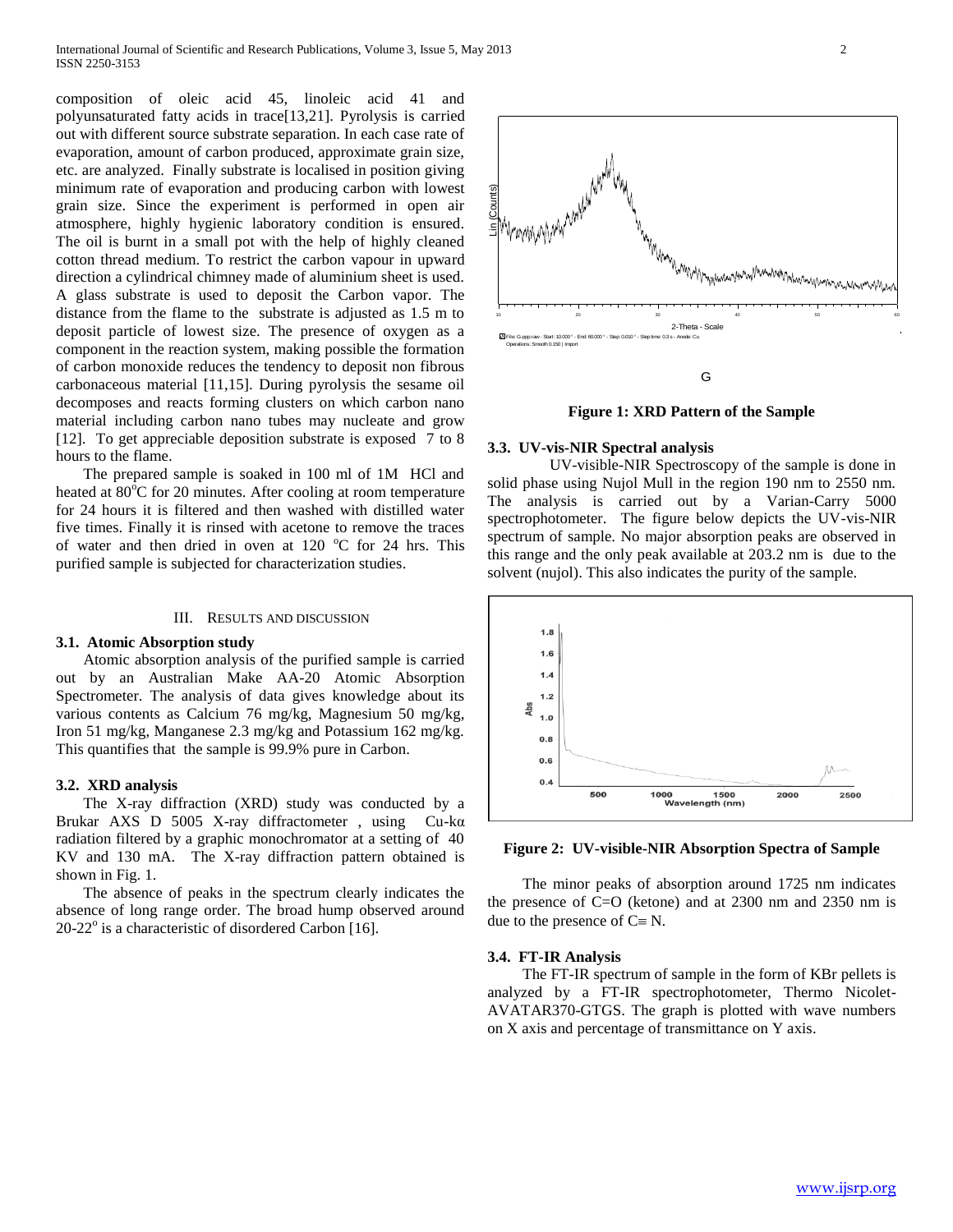composition of oleic acid 45, linoleic acid 41 and polyunsaturated fatty acids in trace[13,21]. Pyrolysis is carried out with different source substrate separation. In each case rate of evaporation, amount of carbon produced, approximate grain size, etc. are analyzed. Finally substrate is localised in position giving minimum rate of evaporation and producing carbon with lowest grain size. Since the experiment is performed in open air atmosphere, highly hygienic laboratory condition is ensured. The oil is burnt in a small pot with the help of highly cleaned cotton thread medium. To restrict the carbon vapour in upward direction a cylindrical chimney made of aluminium sheet is used. A glass substrate is used to deposit the Carbon vapor. The distance from the flame to the substrate is adjusted as 1.5 m to deposit particle of lowest size. The presence of oxygen as a component in the reaction system, making possible the formation of carbon monoxide reduces the tendency to deposit non fibrous carbonaceous material [11,15]. During pyrolysis the sesame oil decomposes and reacts forming clusters on which carbon nano material including carbon nano tubes may nucleate and grow [12]. To get appreciable deposition substrate is exposed 7 to 8 hours to the flame.

The prepared sample is soaked in 100 ml of 1M HCl and heated at $80^{o}$C for 20 minutes. After cooling at room temperature for 24 hours it is filtered and then washed with distilled water five times. Finally it is rinsed with acetone to remove the traces of water and then dried in oven at 120 $^{o}$C for 24 hrs. This purified sample is subjected for characterization studies.

## III. Results and Discussion

### 3.1. Atomic Absorption study

Atomic absorption analysis of the purified sample is carried out by an Australian Make AA-20 Atomic Absorption Spectrometer. The analysis of data gives knowledge about its various contents as Calcium 76 mg/kg, Magnesium 50 mg/kg, Iron 51 mg/kg, Manganese 2.3 mg/kg and Potassium 162 mg/kg. This quantifies that the sample is 99.9% pure in Carbon.

### 3.2. XRD analysis

The X-ray diffraction (XRD) study was conducted by a Brukar AXS D 5005 X-ray diffractometer , using Cu-kα radiation filtered by a graphic monochromator at a setting of 40 KV and 130 mA. The X-ray diffraction pattern obtained is shown in Fig. 1.

The absence of peaks in the spectrum clearly indicates the absence of long range order. The broad hump observed around 20-22$^{o}$ is a characteristic of disordered Carbon [16].

**Figure 1: XRD Pattern of the Sample**

### 3.3. UV-vis-NIR Spectral analysis

UV-visible-NIR Spectroscopy of the sample is done in solid phase using Nujol Mull in the region 190 nm to 2550 nm. The analysis is carried out by a Varian-Carry 5000 spectrophotometer. The figure below depicts the UV-vis-NIR spectrum of sample. No major absorption peaks are observed in this range and the only peak available at 203.2 nm is due to the solvent (nujol). This also indicates the purity of the sample.

**Figure 2: UV-visible-NIR Absorption Spectra of Sample**

The minor peaks of absorption around 1725 nm indicates the presence of C=O (ketone) and at 2300 nm and 2350 nm is due to the presence of C≡ N.

### 3.4. FT-IR Analysis

The FT-IR spectrum of sample in the form of KBr pellets is analyzed by a FT-IR spectrophotometer, Thermo Nicolet-AVATAR370-GTGS. The graph is plotted with wave numbers on X axis and percentage of transmittance on Y axis.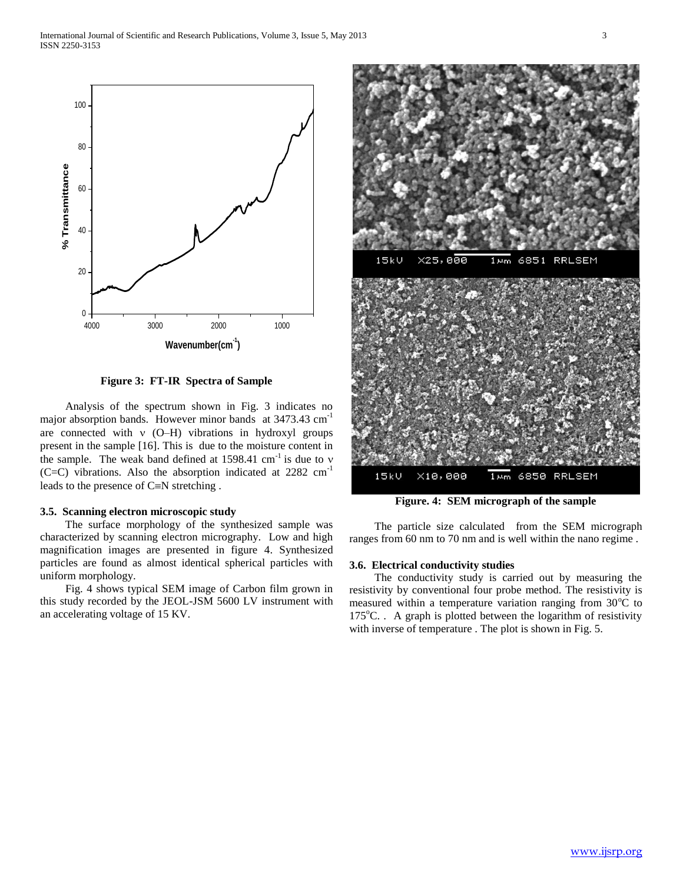**Figure 3: FT-IR Spectra of Sample**

Analysis of the spectrum shown in Fig. 3 indicates no major absorption bands. However minor bands at 3473.43 $cm^{-1}$ are connected with ν (O–H) vibrations in hydroxyl groups present in the sample [16]. This is due to the moisture content in the sample. The weak band defined at 1598.41 $cm^{-1}$ is due to ν (C=C) vibrations. Also the absorption indicated at 2282 $cm^{-1}$ leads to the presence of C≡N stretching .

### 3.5. Scanning electron microscopic study

The surface morphology of the synthesized sample was characterized by scanning electron micrography. Low and high magnification images are presented in figure 4. Synthesized particles are found as almost identical spherical particles with uniform morphology.

Fig. 4 shows typical SEM image of Carbon film grown in this study recorded by the JEOL-JSM 5600 LV instrument with an accelerating voltage of 15 KV.

**Figure. 4: SEM micrograph of the sample**

The particle size calculated from the SEM micrograph ranges from 60 nm to 70 nm and is well within the nano regime .

### 3.6. Electrical conductivity studies

The conductivity study is carried out by measuring the resistivity by conventional four probe method. The resistivity is measured within a temperature variation ranging from 30°C to 175°C. . A graph is plotted between the logarithm of resistivity with inverse of temperature . The plot is shown in Fig. 5.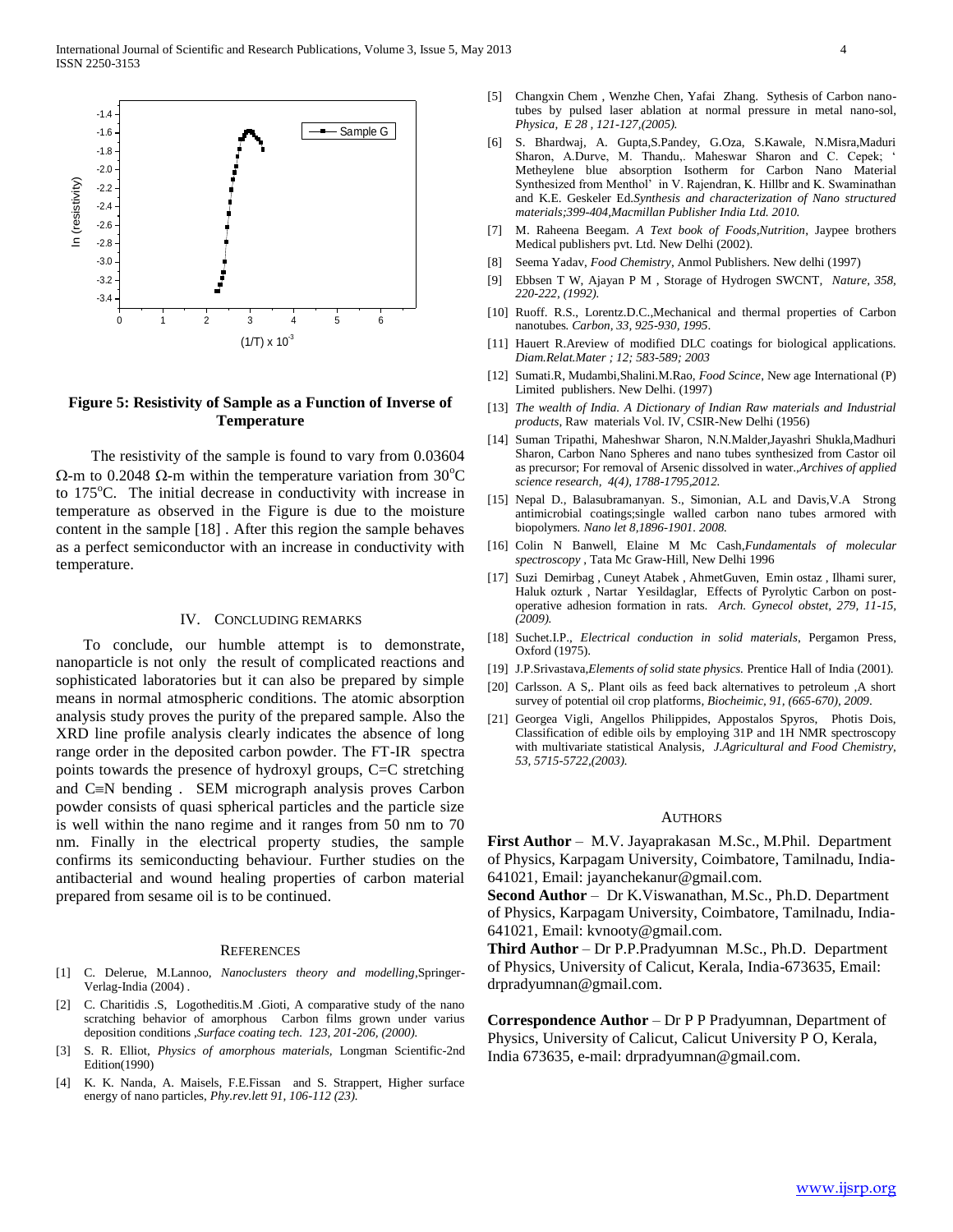-1.4
-1.6
-1.8
-2.0
-2.2
-2.4
-2.6
-2.8
-3.0
-3.2
-3.4

ln (resistivity)

0 1 2 3 4 5 6

$(1/T) \times 10^{-3}$

Sample G

**Figure 5: Resistivity of Sample as a Function of Inverse of Temperature**

The resistivity of the sample is found to vary from 0.03604 Ω-m to 0.2048 Ω-m within the temperature variation from 30°C to 175°C. The initial decrease in conductivity with increase in temperature as observed in the Figure is due to the moisture content in the sample [18] . After this region the sample behaves as a perfect semiconductor with an increase in conductivity with temperature.

## IV. CONCLUDING REMARKS

To conclude, our humble attempt is to demonstrate, nanoparticle is not only the result of complicated reactions and sophisticated laboratories but it can also be prepared by simple means in normal atmospheric conditions. The atomic absorption analysis study proves the purity of the prepared sample. Also the XRD line profile analysis clearly indicates the absence of long range order in the deposited carbon powder. The FT-IR spectra points towards the presence of hydroxyl groups, C=C stretching and C≡N bending . SEM micrograph analysis proves Carbon powder consists of quasi spherical particles and the particle size is well within the nano regime and it ranges from 50 nm to 70 nm. Finally in the electrical property studies, the sample confirms its semiconducting behaviour. Further studies on the antibacterial and wound healing properties of carbon material prepared from sesame oil is to be continued.

## REFERENCES

[1] C. Delerue, M.Lannoo, *Nanoclusters theory and modelling*,Springer-Verlag-India (2004) .

[2] C. Charitidis .S, Logotheditis.M .Gioti, A comparative study of the nano scratching behavior of amorphous Carbon films grown under varius deposition conditions ,*Surface coating tech. 123, 201-206, (2000).*

[3] S. R. Elliot, *Physics of amorphous materials,* Longman Scientific-2nd Edition(1990)

[4] K. K. Nanda, A. Maisels, F.E.Fissan and S. Strappert, Higher surface energy of nano particles, *Phy.rev.lett 91, 106-112 (23).*

[5] Changxin Chem , Wenzhe Chen, Yafai Zhang. Sythesis of Carbon nano-tubes by pulsed laser ablation at normal pressure in metal nano-sol, *Physica, E 28 , 121-127,(2005).*

[6] S. Bhardwaj, A. Gupta,S.Pandey, G.Oza, S.Kawale, N.Misra,Maduri Sharon, A.Durve, M. Thandu,. Maheswar Sharon and C. Cepek; ' Metheylene blue absorption Isotherm for Carbon Nano Material Synthesized from Menthol' in V. Rajendran, K. Hillbr and K. Swaminathan and K.E. Geskeler Ed.*Synthesis and characterization of Nano structured materials;399-404,Macmillan Publisher India Ltd. 2010.*

[7] M. Raheena Beegam. *A Text book of Foods,Nutrition*, Jaypee brothers Medical publishers pvt. Ltd. New Delhi (2002).

[8] Seema Yadav, *Food Chemistry*, Anmol Publishers. New delhi (1997)

[9] Ebbsen T W, Ajayan P M , Storage of Hydrogen SWCNT, *Nature, 358, 220-222, (1992).*

[10] Ruoff. R.S., Lorentz.D.C.,Mechanical and thermal properties of Carbon nanotubes*. Carbon, 33, 925-930, 1995*.

[11] Hauert R.Areview of modified DLC coatings for biological applications. *Diam.Relat.Mater ; 12; 583-589; 2003*

[12] Sumati.R, Mudambi,Shalini.M.Rao, *Food Scince*, New age International (P) Limited publishers. New Delhi. (1997)

[13] *The wealth of India. A Dictionary of Indian Raw materials and Industrial products*, Raw materials Vol. IV, CSIR-New Delhi (1956)

[14] Suman Tripathi, Maheshwar Sharon, N.N.Malder,Jayashri Shukla,Madhuri Sharon, Carbon Nano Spheres and nano tubes synthesized from Castor oil as precursor; For removal of Arsenic dissolved in water.,*Archives of applied science research, 4(4), 1788-1795,2012.*

[15] Nepal D., Balasubramanyan. S., Simonian, A.L and Davis,V.A Strong antimicrobial coatings;single walled carbon nano tubes armored with biopolymers*. Nano let 8,1896-1901. 2008.*

[16] Colin N Banwell, Elaine M Mc Cash,*Fundamentals of molecular spectroscopy* , Tata Mc Graw-Hill, New Delhi 1996

[17] Suzi Demirbag , Cuneyt Atabek , AhmetGuven, Emin ostaz , Ilhami surer, Haluk ozturk , Nartar Yesildaglar, Effects of Pyrolytic Carbon on post-operative adhesion formation in rats. *Arch. Gynecol obstet, 279, 11-15, (2009).*

[18] Suchet.I.P., *Electrical conduction in solid materials*, Pergamon Press, Oxford (1975).

[19] J.P.Srivastava,*Elements of solid state physics.* Prentice Hall of India (2001).

[20] Carlsson. A S,. Plant oils as feed back alternatives to petroleum ,A short survey of potential oil crop platforms*, Biocheimic, 91, (665-670), 2009*.

[21] Georgea Vigli, Angellos Philippides, Appostalos Spyros, Photis Dois, Classification of edible oils by employing 31P and 1H NMR spectroscopy with multivariate statistical Analysis, *J.Agricultural and Food Chemistry, 53, 5715-5722,(2003).*

## AUTHORS

**First Author** – M.V. Jayaprakasan M.Sc., M.Phil. Department of Physics, Karpagam University, Coimbatore, Tamilnadu, India-641021, Email: jayanchekanur@gmail.com.

**Second Author** – Dr K.Viswanathan, M.Sc., Ph.D. Department of Physics, Karpagam University, Coimbatore, Tamilnadu, India-641021, Email: kvnooty@gmail.com.

**Third Author** – Dr P.P.Pradyumnan M.Sc., Ph.D. Department of Physics, University of Calicut, Kerala, India-673635, Email: drpradyumnan@gmail.com.

**Correspondence Author** – Dr P P Pradyumnan, Department of Physics, University of Calicut, Calicut University P O, Kerala, India 673635, e-mail: drpradyumnan@gmail.com.